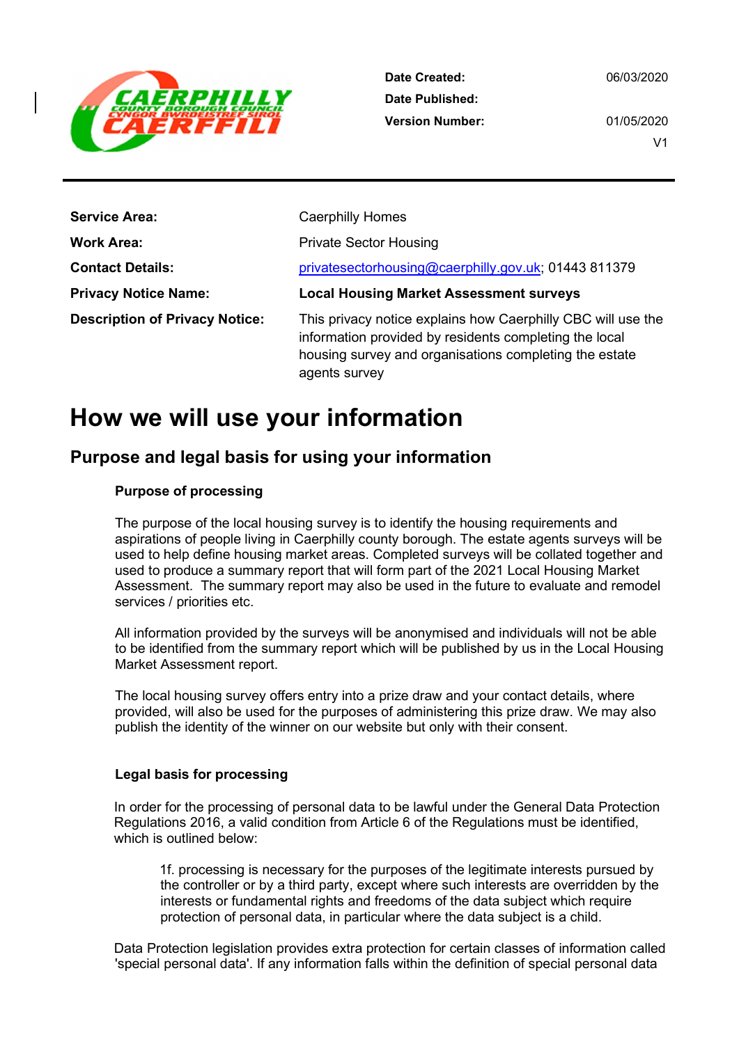| | |
|---|---|
| **Date Created:** | 06/03/2020 |
| **Date Published:** | |
| **Version Number:** | 01/05/2020 |
| | V1 |

| | |
|---|---|
| **Service Area:** | Caerphilly Homes |
| **Work Area:** | Private Sector Housing |
| **Contact Details:** | privatesectorhousing@caerphilly.gov.uk; 01443 811379 |
| **Privacy Notice Name:** | **Local Housing Market Assessment surveys** |
| **Description of Privacy Notice:** | This privacy notice explains how Caerphilly CBC will use the information provided by residents completing the local housing survey and organisations completing the estate agents survey |

# How we will use your information

## Purpose and legal basis for using your information

### Purpose of processing

The purpose of the local housing survey is to identify the housing requirements and aspirations of people living in Caerphilly county borough. The estate agents surveys will be used to help define housing market areas. Completed surveys will be collated together and used to produce a summary report that will form part of the 2021 Local Housing Market Assessment. The summary report may also be used in the future to evaluate and remodel services / priorities etc.

All information provided by the surveys will be anonymised and individuals will not be able to be identified from the summary report which will be published by us in the Local Housing Market Assessment report.

The local housing survey offers entry into a prize draw and your contact details, where provided, will also be used for the purposes of administering this prize draw. We may also publish the identity of the winner on our website but only with their consent.

### Legal basis for processing

In order for the processing of personal data to be lawful under the General Data Protection Regulations 2016, a valid condition from Article 6 of the Regulations must be identified, which is outlined below:

> 1f. processing is necessary for the purposes of the legitimate interests pursued by the controller or by a third party, except where such interests are overridden by the interests or fundamental rights and freedoms of the data subject which require protection of personal data, in particular where the data subject is a child.

Data Protection legislation provides extra protection for certain classes of information called 'special personal data'. If any information falls within the definition of special personal data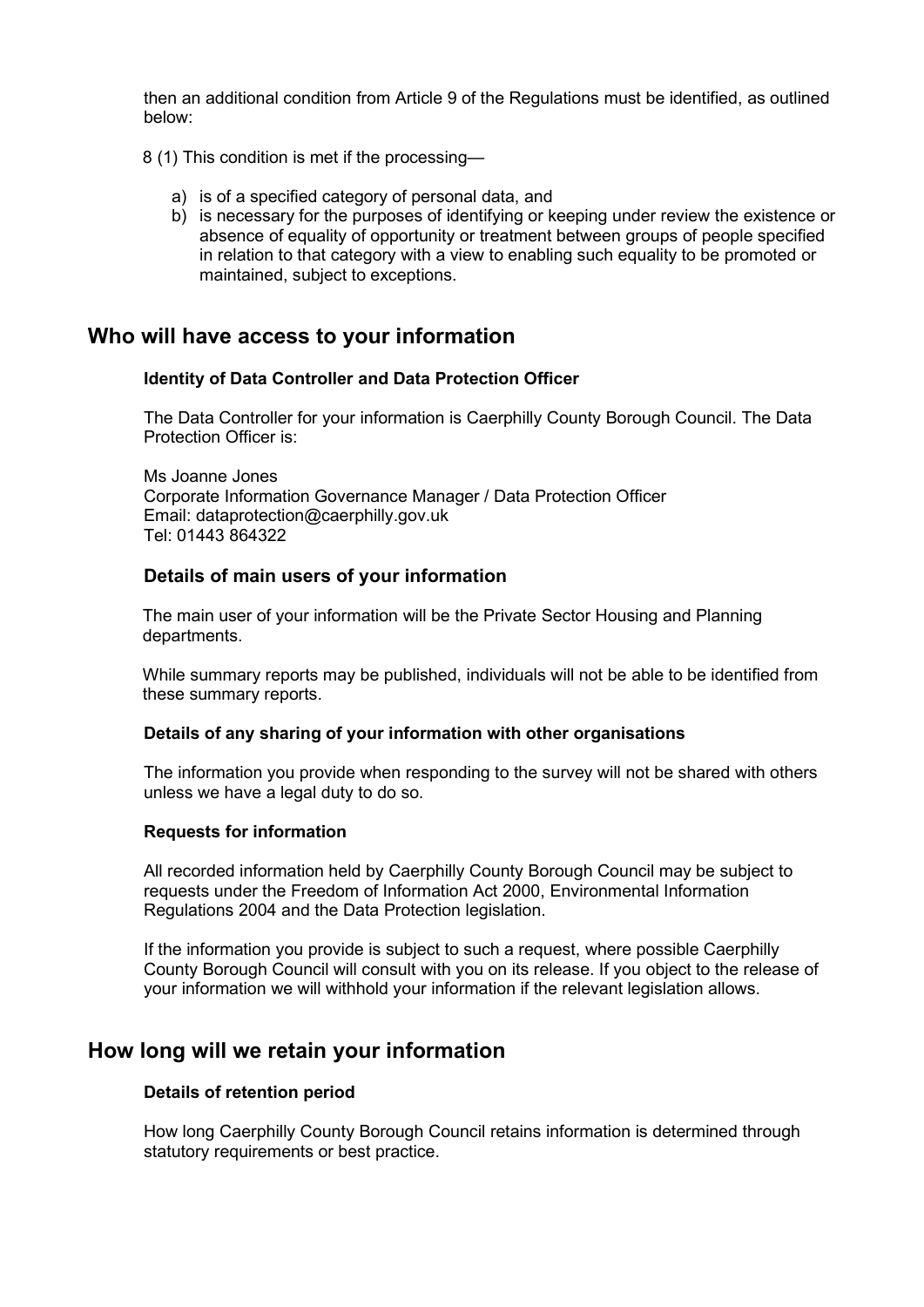then an additional condition from Article 9 of the Regulations must be identified, as outlined below:

8 (1) This condition is met if the processing—

a) is of a specified category of personal data, and
b) is necessary for the purposes of identifying or keeping under review the existence or absence of equality of opportunity or treatment between groups of people specified in relation to that category with a view to enabling such equality to be promoted or maintained, subject to exceptions.

## Who will have access to your information

#### Identity of Data Controller and Data Protection Officer

The Data Controller for your information is Caerphilly County Borough Council. The Data Protection Officer is:

Ms Joanne Jones
Corporate Information Governance Manager / Data Protection Officer
Email: dataprotection@caerphilly.gov.uk
Tel: 01443 864322

### Details of main users of your information

The main user of your information will be the Private Sector Housing and Planning departments.

While summary reports may be published, individuals will not be able to be identified from these summary reports.

#### Details of any sharing of your information with other organisations

The information you provide when responding to the survey will not be shared with others unless we have a legal duty to do so.

#### Requests for information

All recorded information held by Caerphilly County Borough Council may be subject to requests under the Freedom of Information Act 2000, Environmental Information Regulations 2004 and the Data Protection legislation.

If the information you provide is subject to such a request, where possible Caerphilly County Borough Council will consult with you on its release. If you object to the release of your information we will withhold your information if the relevant legislation allows.

## How long will we retain your information

#### Details of retention period

How long Caerphilly County Borough Council retains information is determined through statutory requirements or best practice.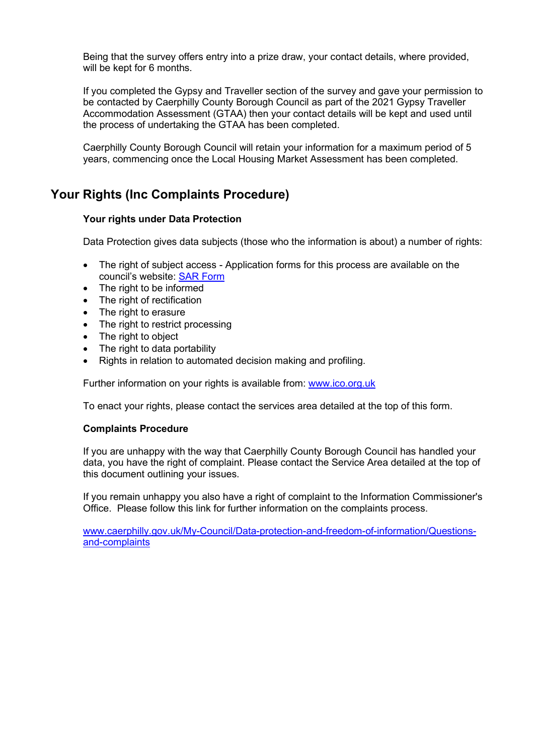Being that the survey offers entry into a prize draw, your contact details, where provided, will be kept for 6 months.

If you completed the Gypsy and Traveller section of the survey and gave your permission to be contacted by Caerphilly County Borough Council as part of the 2021 Gypsy Traveller Accommodation Assessment (GTAA) then your contact details will be kept and used until the process of undertaking the GTAA has been completed.

Caerphilly County Borough Council will retain your information for a maximum period of 5 years, commencing once the Local Housing Market Assessment has been completed.

## Your Rights (Inc Complaints Procedure)

**Your rights under Data Protection**

Data Protection gives data subjects (those who the information is about) a number of rights:

- The right of subject access - Application forms for this process are available on the council's website: [SAR Form]
- The right to be informed
- The right of rectification
- The right to erasure
- The right to restrict processing
- The right to object
- The right to data portability
- Rights in relation to automated decision making and profiling.

Further information on your rights is available from: www.ico.org.uk

To enact your rights, please contact the services area detailed at the top of this form.

**Complaints Procedure**

If you are unhappy with the way that Caerphilly County Borough Council has handled your data, you have the right of complaint. Please contact the Service Area detailed at the top of this document outlining your issues.

If you remain unhappy you also have a right of complaint to the Information Commissioner's Office. Please follow this link for further information on the complaints process.

www.caerphilly.gov.uk/My-Council/Data-protection-and-freedom-of-information/Questions-and-complaints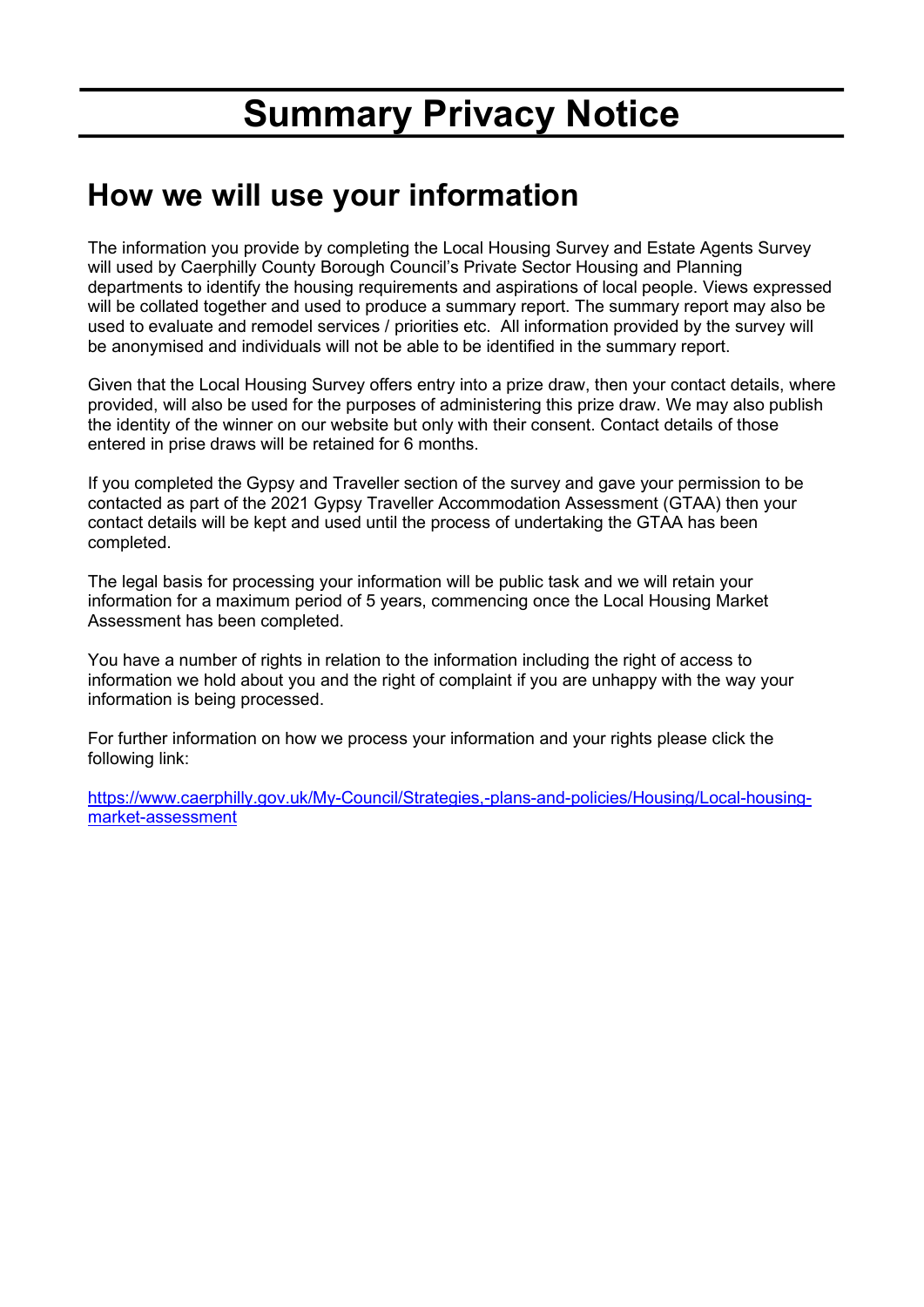# Summary Privacy Notice

## How we will use your information

The information you provide by completing the Local Housing Survey and Estate Agents Survey will used by Caerphilly County Borough Council's Private Sector Housing and Planning departments to identify the housing requirements and aspirations of local people. Views expressed will be collated together and used to produce a summary report. The summary report may also be used to evaluate and remodel services / priorities etc. All information provided by the survey will be anonymised and individuals will not be able to be identified in the summary report.

Given that the Local Housing Survey offers entry into a prize draw, then your contact details, where provided, will also be used for the purposes of administering this prize draw. We may also publish the identity of the winner on our website but only with their consent. Contact details of those entered in prise draws will be retained for 6 months.

If you completed the Gypsy and Traveller section of the survey and gave your permission to be contacted as part of the 2021 Gypsy Traveller Accommodation Assessment (GTAA) then your contact details will be kept and used until the process of undertaking the GTAA has been completed.

The legal basis for processing your information will be public task and we will retain your information for a maximum period of 5 years, commencing once the Local Housing Market Assessment has been completed.

You have a number of rights in relation to the information including the right of access to information we hold about you and the right of complaint if you are unhappy with the way your information is being processed.

For further information on how we process your information and your rights please click the following link:

[https://www.caerphilly.gov.uk/My-Council/Strategies,-plans-and-policies/Housing/Local-housing-market-assessment](https://www.caerphilly.gov.uk/My-Council/Strategies,-plans-and-policies/Housing/Local-housing-market-assessment)